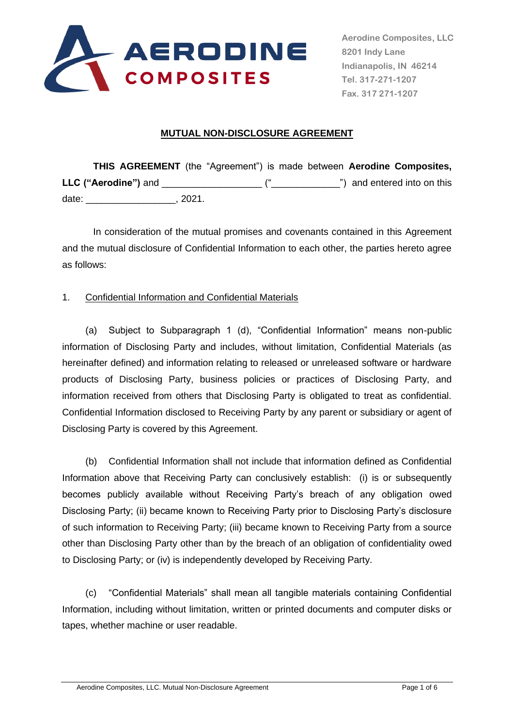Aerodine Composites, LLC
8201 Indy Lane
Indianapolis, IN 46214
Tel. 317-271-1207
Fax. 317 271-1207

# MUTUAL NON-DISCLOSURE AGREEMENT

**THIS AGREEMENT** (the "Agreement") is made between **Aerodine Composites, LLC ("Aerodine")** and __________________ ("____________") and entered into on this date: ________________, 2021.

In consideration of the mutual promises and covenants contained in this Agreement and the mutual disclosure of Confidential Information to each other, the parties hereto agree as follows:

1. Confidential Information and Confidential Materials

(a) Subject to Subparagraph 1 (d), "Confidential Information" means non-public information of Disclosing Party and includes, without limitation, Confidential Materials (as hereinafter defined) and information relating to released or unreleased software or hardware products of Disclosing Party, business policies or practices of Disclosing Party, and information received from others that Disclosing Party is obligated to treat as confidential. Confidential Information disclosed to Receiving Party by any parent or subsidiary or agent of Disclosing Party is covered by this Agreement.

(b) Confidential Information shall not include that information defined as Confidential Information above that Receiving Party can conclusively establish: (i) is or subsequently becomes publicly available without Receiving Party's breach of any obligation owed Disclosing Party; (ii) became known to Receiving Party prior to Disclosing Party's disclosure of such information to Receiving Party; (iii) became known to Receiving Party from a source other than Disclosing Party other than by the breach of an obligation of confidentiality owed to Disclosing Party; or (iv) is independently developed by Receiving Party.

(c) "Confidential Materials" shall mean all tangible materials containing Confidential Information, including without limitation, written or printed documents and computer disks or tapes, whether machine or user readable.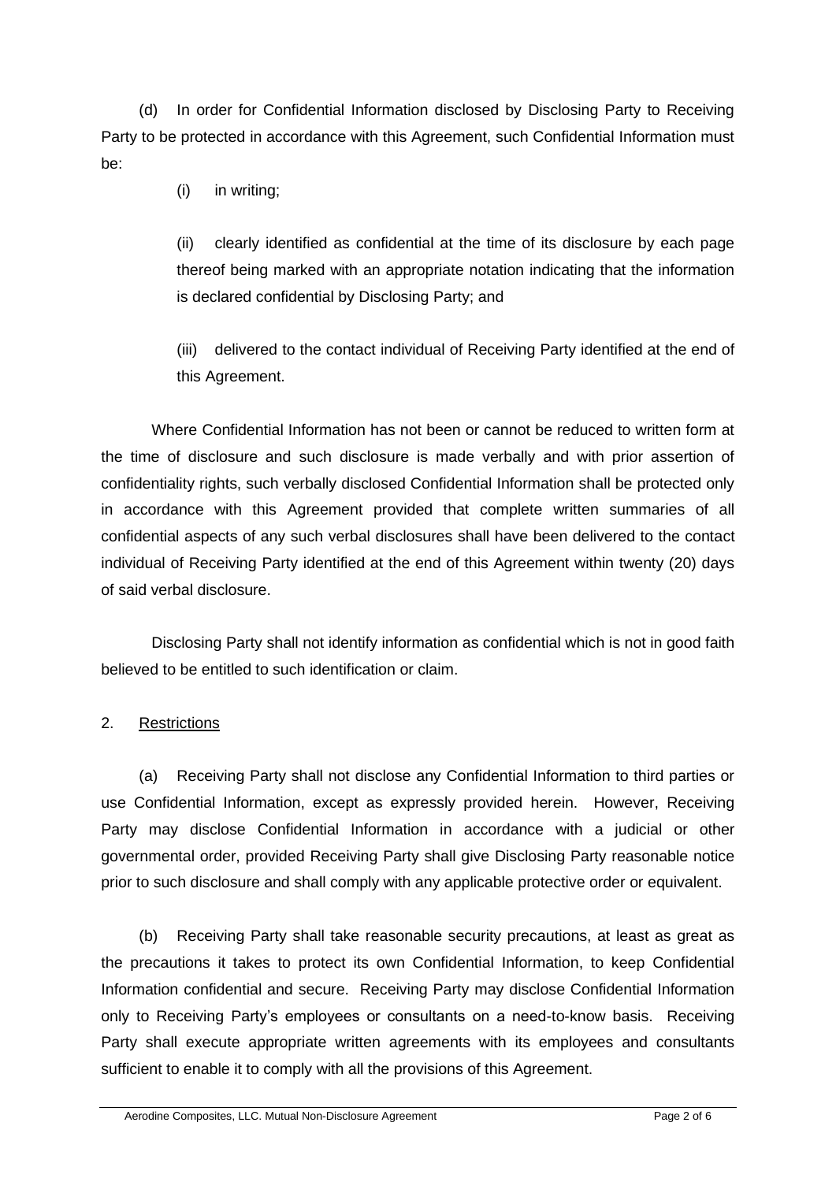(d) In order for Confidential Information disclosed by Disclosing Party to Receiving Party to be protected in accordance with this Agreement, such Confidential Information must be:

(i) in writing;

(ii) clearly identified as confidential at the time of its disclosure by each page thereof being marked with an appropriate notation indicating that the information is declared confidential by Disclosing Party; and

(iii) delivered to the contact individual of Receiving Party identified at the end of this Agreement.

Where Confidential Information has not been or cannot be reduced to written form at the time of disclosure and such disclosure is made verbally and with prior assertion of confidentiality rights, such verbally disclosed Confidential Information shall be protected only in accordance with this Agreement provided that complete written summaries of all confidential aspects of any such verbal disclosures shall have been delivered to the contact individual of Receiving Party identified at the end of this Agreement within twenty (20) days of said verbal disclosure.

Disclosing Party shall not identify information as confidential which is not in good faith believed to be entitled to such identification or claim.

2. <u>Restrictions</u>

(a) Receiving Party shall not disclose any Confidential Information to third parties or use Confidential Information, except as expressly provided herein. However, Receiving Party may disclose Confidential Information in accordance with a judicial or other governmental order, provided Receiving Party shall give Disclosing Party reasonable notice prior to such disclosure and shall comply with any applicable protective order or equivalent.

(b) Receiving Party shall take reasonable security precautions, at least as great as the precautions it takes to protect its own Confidential Information, to keep Confidential Information confidential and secure. Receiving Party may disclose Confidential Information only to Receiving Party's employees or consultants on a need-to-know basis. Receiving Party shall execute appropriate written agreements with its employees and consultants sufficient to enable it to comply with all the provisions of this Agreement.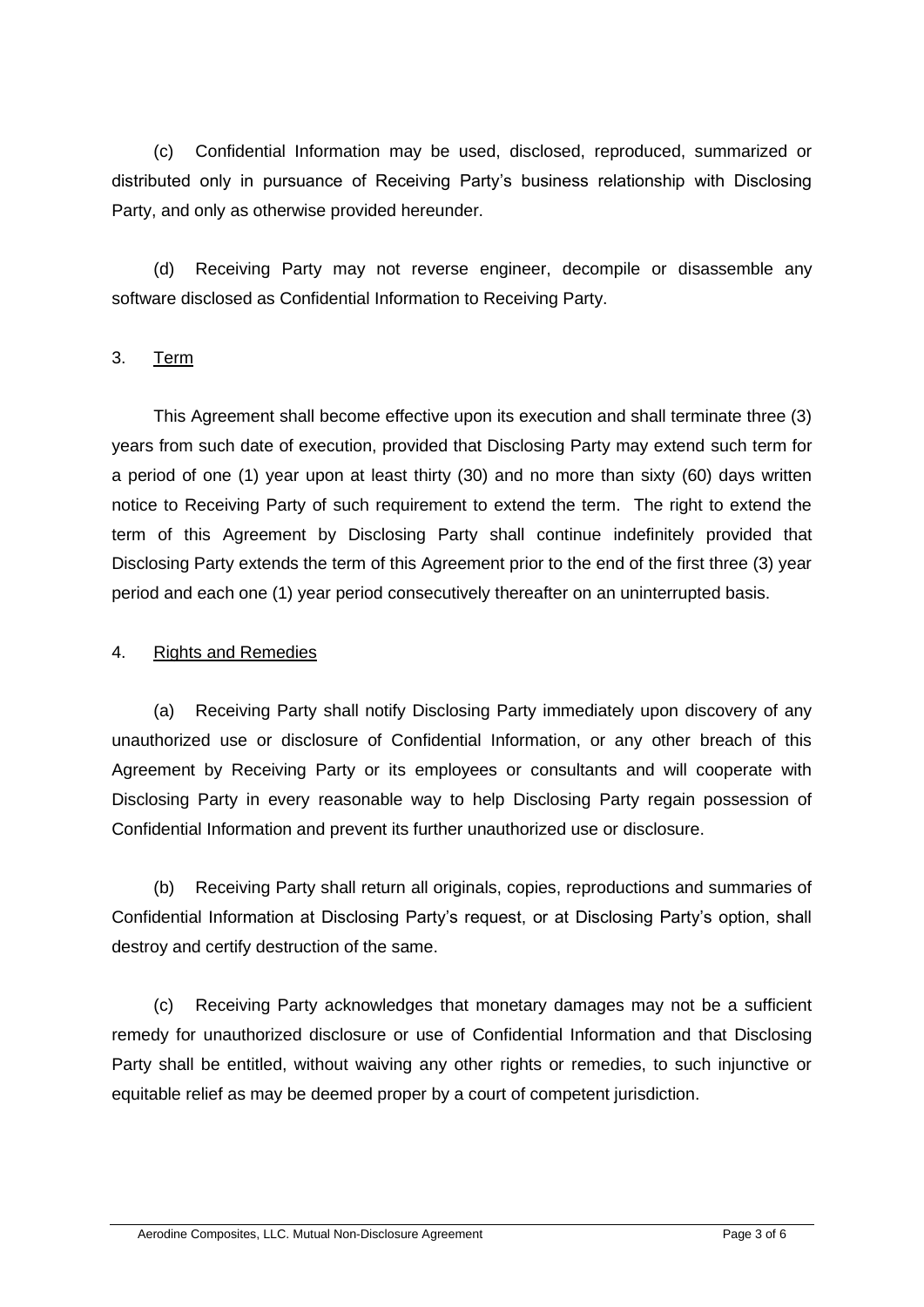(c) Confidential Information may be used, disclosed, reproduced, summarized or distributed only in pursuance of Receiving Party's business relationship with Disclosing Party, and only as otherwise provided hereunder.

(d) Receiving Party may not reverse engineer, decompile or disassemble any software disclosed as Confidential Information to Receiving Party.

3. <u>Term</u>

This Agreement shall become effective upon its execution and shall terminate three (3) years from such date of execution, provided that Disclosing Party may extend such term for a period of one (1) year upon at least thirty (30) and no more than sixty (60) days written notice to Receiving Party of such requirement to extend the term. The right to extend the term of this Agreement by Disclosing Party shall continue indefinitely provided that Disclosing Party extends the term of this Agreement prior to the end of the first three (3) year period and each one (1) year period consecutively thereafter on an uninterrupted basis.

4. <u>Rights and Remedies</u>

(a) Receiving Party shall notify Disclosing Party immediately upon discovery of any unauthorized use or disclosure of Confidential Information, or any other breach of this Agreement by Receiving Party or its employees or consultants and will cooperate with Disclosing Party in every reasonable way to help Disclosing Party regain possession of Confidential Information and prevent its further unauthorized use or disclosure.

(b) Receiving Party shall return all originals, copies, reproductions and summaries of Confidential Information at Disclosing Party's request, or at Disclosing Party's option, shall destroy and certify destruction of the same.

(c) Receiving Party acknowledges that monetary damages may not be a sufficient remedy for unauthorized disclosure or use of Confidential Information and that Disclosing Party shall be entitled, without waiving any other rights or remedies, to such injunctive or equitable relief as may be deemed proper by a court of competent jurisdiction.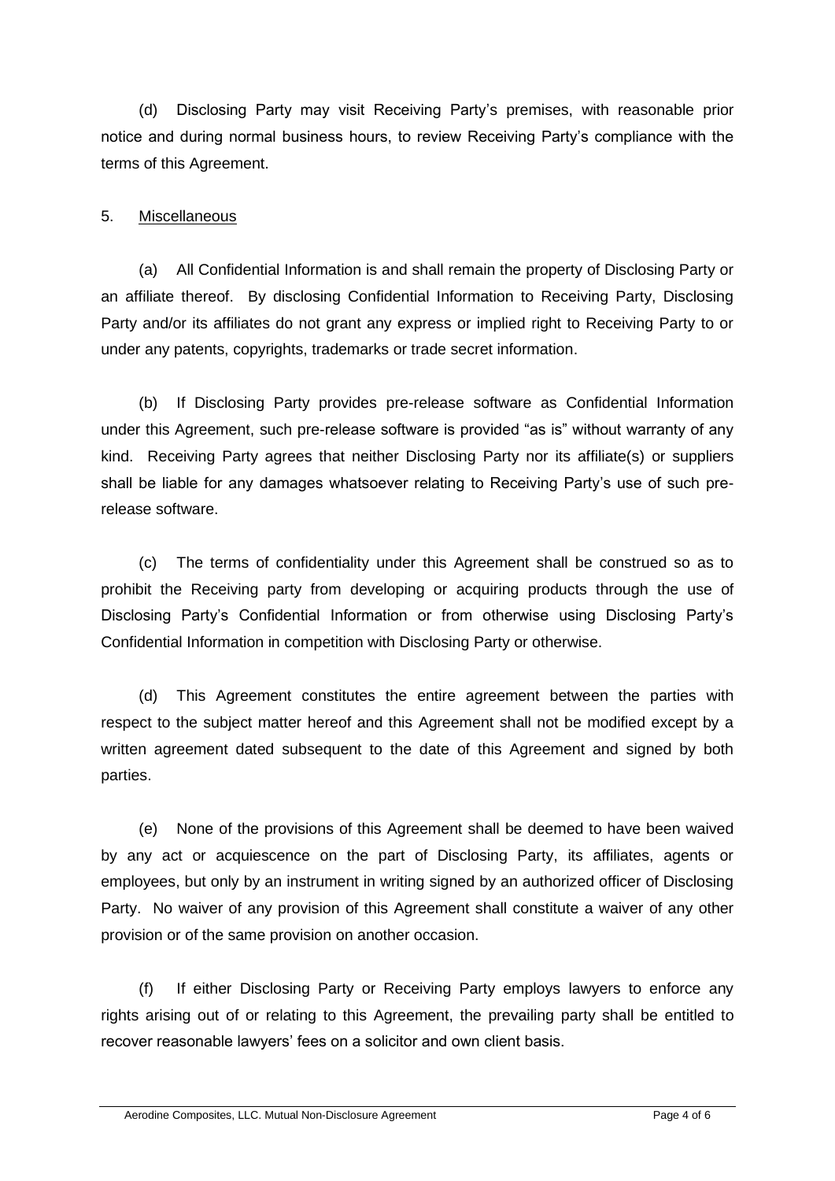(d) Disclosing Party may visit Receiving Party's premises, with reasonable prior notice and during normal business hours, to review Receiving Party's compliance with the terms of this Agreement.

5. Miscellaneous

(a) All Confidential Information is and shall remain the property of Disclosing Party or an affiliate thereof. By disclosing Confidential Information to Receiving Party, Disclosing Party and/or its affiliates do not grant any express or implied right to Receiving Party to or under any patents, copyrights, trademarks or trade secret information.

(b) If Disclosing Party provides pre-release software as Confidential Information under this Agreement, such pre-release software is provided "as is" without warranty of any kind. Receiving Party agrees that neither Disclosing Party nor its affiliate(s) or suppliers shall be liable for any damages whatsoever relating to Receiving Party's use of such pre-release software.

(c) The terms of confidentiality under this Agreement shall be construed so as to prohibit the Receiving party from developing or acquiring products through the use of Disclosing Party's Confidential Information or from otherwise using Disclosing Party's Confidential Information in competition with Disclosing Party or otherwise.

(d) This Agreement constitutes the entire agreement between the parties with respect to the subject matter hereof and this Agreement shall not be modified except by a written agreement dated subsequent to the date of this Agreement and signed by both parties.

(e) None of the provisions of this Agreement shall be deemed to have been waived by any act or acquiescence on the part of Disclosing Party, its affiliates, agents or employees, but only by an instrument in writing signed by an authorized officer of Disclosing Party. No waiver of any provision of this Agreement shall constitute a waiver of any other provision or of the same provision on another occasion.

(f) If either Disclosing Party or Receiving Party employs lawyers to enforce any rights arising out of or relating to this Agreement, the prevailing party shall be entitled to recover reasonable lawyers' fees on a solicitor and own client basis.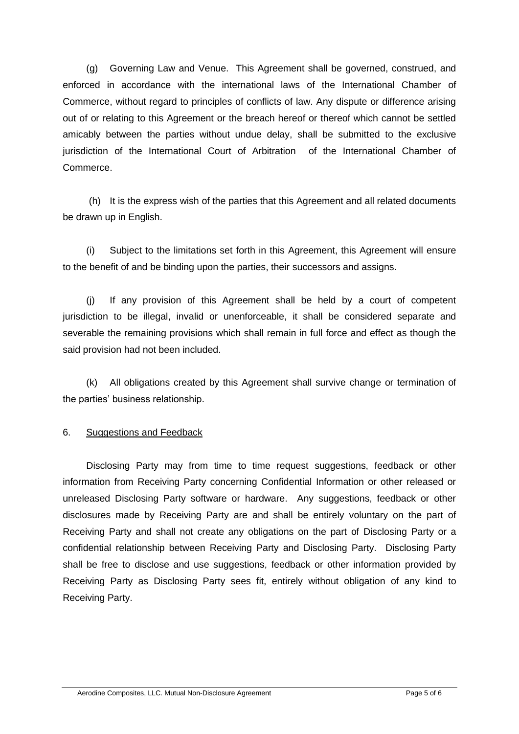(g) Governing Law and Venue. This Agreement shall be governed, construed, and enforced in accordance with the international laws of the International Chamber of Commerce, without regard to principles of conflicts of law. Any dispute or difference arising out of or relating to this Agreement or the breach hereof or thereof which cannot be settled amicably between the parties without undue delay, shall be submitted to the exclusive jurisdiction of the International Court of Arbitration of the International Chamber of Commerce.

(h) It is the express wish of the parties that this Agreement and all related documents be drawn up in English.

(i) Subject to the limitations set forth in this Agreement, this Agreement will ensure to the benefit of and be binding upon the parties, their successors and assigns.

(j) If any provision of this Agreement shall be held by a court of competent jurisdiction to be illegal, invalid or unenforceable, it shall be considered separate and severable the remaining provisions which shall remain in full force and effect as though the said provision had not been included.

(k) All obligations created by this Agreement shall survive change or termination of the parties' business relationship.

6. <u>Suggestions and Feedback</u>

Disclosing Party may from time to time request suggestions, feedback or other information from Receiving Party concerning Confidential Information or other released or unreleased Disclosing Party software or hardware. Any suggestions, feedback or other disclosures made by Receiving Party are and shall be entirely voluntary on the part of Receiving Party and shall not create any obligations on the part of Disclosing Party or a confidential relationship between Receiving Party and Disclosing Party. Disclosing Party shall be free to disclose and use suggestions, feedback or other information provided by Receiving Party as Disclosing Party sees fit, entirely without obligation of any kind to Receiving Party.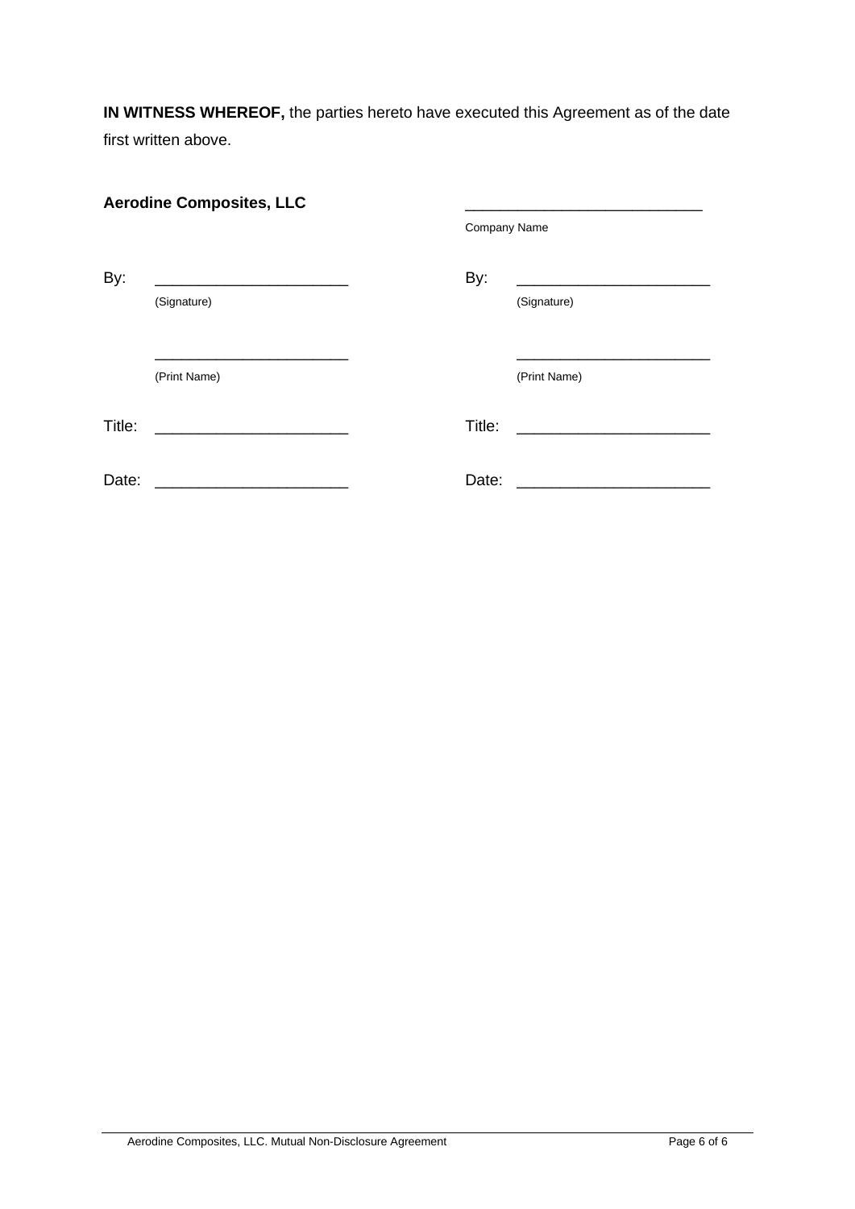**IN WITNESS WHEREOF,** the parties hereto have executed this Agreement as of the date first written above.

| | |
|---|---|
| **Aerodine Composites, LLC** | ____________________________ Company Name |
| By: ______________________ (Signature) | By: ______________________ (Signature) |
| ______________________ (Print Name) | ______________________ (Print Name) |
| Title: ______________________ | Title: ______________________ |
| Date: ______________________ | Date: ______________________ |